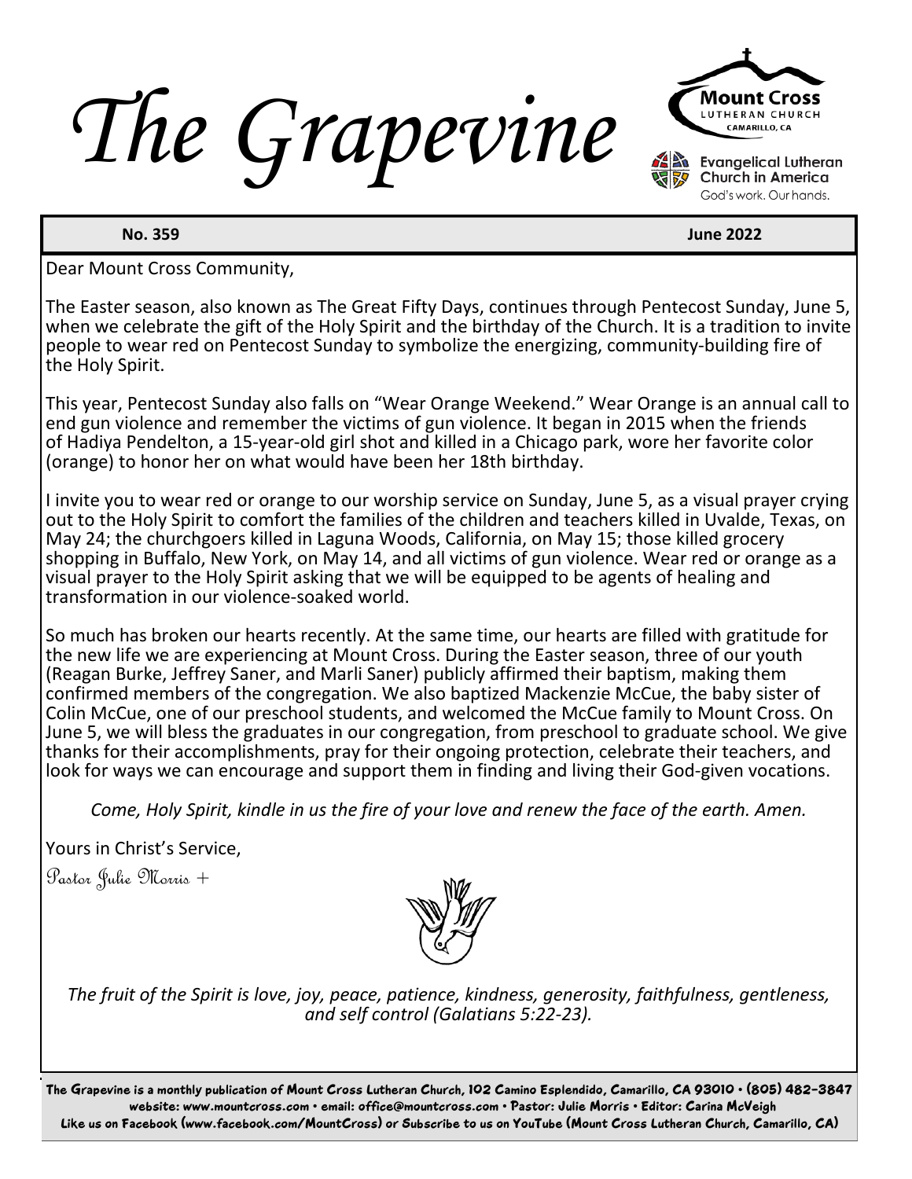# The Grapevine

Mount Cross Lutheran Church, Camarillo, CA

Evangelical Lutheran Church in America — God's work. Our hands.

**No. 359** **June 2022**

Dear Mount Cross Community,

The Easter season, also known as The Great Fifty Days, continues through Pentecost Sunday, June 5, when we celebrate the gift of the Holy Spirit and the birthday of the Church. It is a tradition to invite people to wear red on Pentecost Sunday to symbolize the energizing, community-building fire of the Holy Spirit.

This year, Pentecost Sunday also falls on "Wear Orange Weekend." Wear Orange is an annual call to end gun violence and remember the victims of gun violence. It began in 2015 when the friends of Hadiya Pendelton, a 15-year-old girl shot and killed in a Chicago park, wore her favorite color (orange) to honor her on what would have been her 18th birthday.

I invite you to wear red or orange to our worship service on Sunday, June 5, as a visual prayer crying out to the Holy Spirit to comfort the families of the children and teachers killed in Uvalde, Texas, on May 24; the churchgoers killed in Laguna Woods, California, on May 15; those killed grocery shopping in Buffalo, New York, on May 14, and all victims of gun violence. Wear red or orange as a visual prayer to the Holy Spirit asking that we will be equipped to be agents of healing and transformation in our violence-soaked world.

So much has broken our hearts recently. At the same time, our hearts are filled with gratitude for the new life we are experiencing at Mount Cross. During the Easter season, three of our youth (Reagan Burke, Jeffrey Saner, and Marli Saner) publicly affirmed their baptism, making them confirmed members of the congregation. We also baptized Mackenzie McCue, the baby sister of Colin McCue, one of our preschool students, and welcomed the McCue family to Mount Cross. On June 5, we will bless the graduates in our congregation, from preschool to graduate school. We give thanks for their accomplishments, pray for their ongoing protection, celebrate their teachers, and look for ways we can encourage and support them in finding and living their God-given vocations.

*Come, Holy Spirit, kindle in us the fire of your love and renew the face of the earth. Amen.*

Yours in Christ's Service,

Pastor Julie Morris +

*The fruit of the Spirit is love, joy, peace, patience, kindness, generosity, faithfulness, gentleness, and self control (Galatians 5:22-23).*

The Grapevine is a monthly publication of Mount Cross Lutheran Church, 102 Camino Esplendido, Camarillo, CA 93010 • (805) 482-3847
website: www.mountcross.com • email: office@mountcross.com • Pastor: Julie Morris • Editor: Carina McVeigh
Like us on Facebook (www.facebook.com/MountCross) or Subscribe to us on YouTube (Mount Cross Lutheran Church, Camarillo, CA)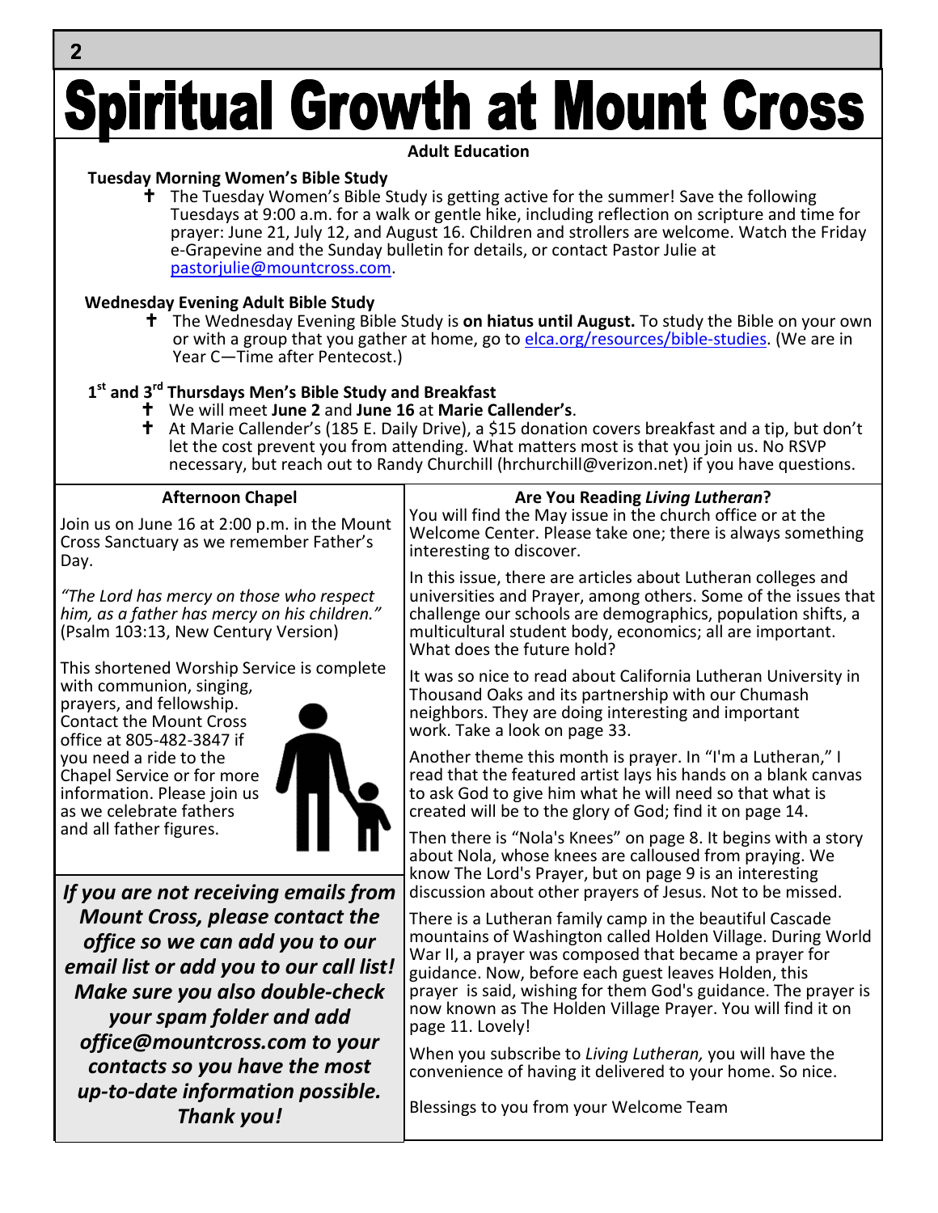# Spiritual Growth at Mount Cross

## Adult Education

### Tuesday Morning Women's Bible Study

- The Tuesday Women's Bible Study is getting active for the summer! Save the following Tuesdays at 9:00 a.m. for a walk or gentle hike, including reflection on scripture and time for prayer: June 21, July 12, and August 16. Children and strollers are welcome. Watch the Friday e-Grapevine and the Sunday bulletin for details, or contact Pastor Julie at pastorjulie@mountcross.com.

### Wednesday Evening Adult Bible Study

- The Wednesday Evening Bible Study is **on hiatus until August.** To study the Bible on your own or with a group that you gather at home, go to elca.org/resources/bible-studies. (We are in Year C—Time after Pentecost.)

### 1st and 3rd Thursdays Men's Bible Study and Breakfast

- We will meet **June 2** and **June 16** at **Marie Callender's**.
- At Marie Callender's (185 E. Daily Drive), a $15 donation covers breakfast and a tip, but don't let the cost prevent you from attending. What matters most is that you join us. No RSVP necessary, but reach out to Randy Churchill (hrchurchill@verizon.net) if you have questions.

### Afternoon Chapel

Join us on June 16 at 2:00 p.m. in the Mount Cross Sanctuary as we remember Father's Day.

*"The Lord has mercy on those who respect him, as a father has mercy on his children."* (Psalm 103:13, New Century Version)

This shortened Worship Service is complete with communion, singing, prayers, and fellowship. Contact the Mount Cross office at 805-482-3847 if you need a ride to the Chapel Service or for more information. Please join us as we celebrate fathers and all father figures.

***If you are not receiving emails from Mount Cross, please contact the office so we can add you to our email list or add you to our call list! Make sure you also double-check your spam folder and add office@mountcross.com to your contacts so you have the most up-to-date information possible. Thank you!***

### Are You Reading *Living Lutheran*?

You will find the May issue in the church office or at the Welcome Center. Please take one; there is always something interesting to discover.

In this issue, there are articles about Lutheran colleges and universities and Prayer, among others. Some of the issues that challenge our schools are demographics, population shifts, a multicultural student body, economics; all are important. What does the future hold?

It was so nice to read about California Lutheran University in Thousand Oaks and its partnership with our Chumash neighbors. They are doing interesting and important work. Take a look on page 33.

Another theme this month is prayer. In "I'm a Lutheran," I read that the featured artist lays his hands on a blank canvas to ask God to give him what he will need so that what is created will be to the glory of God; find it on page 14.

Then there is "Nola's Knees" on page 8. It begins with a story about Nola, whose knees are calloused from praying. We know The Lord's Prayer, but on page 9 is an interesting discussion about other prayers of Jesus. Not to be missed.

There is a Lutheran family camp in the beautiful Cascade mountains of Washington called Holden Village. During World War II, a prayer was composed that became a prayer for guidance. Now, before each guest leaves Holden, this prayer is said, wishing for them God's guidance. The prayer is now known as The Holden Village Prayer. You will find it on page 11. Lovely!

When you subscribe to *Living Lutheran,* you will have the convenience of having it delivered to your home. So nice.

Blessings to you from your Welcome Team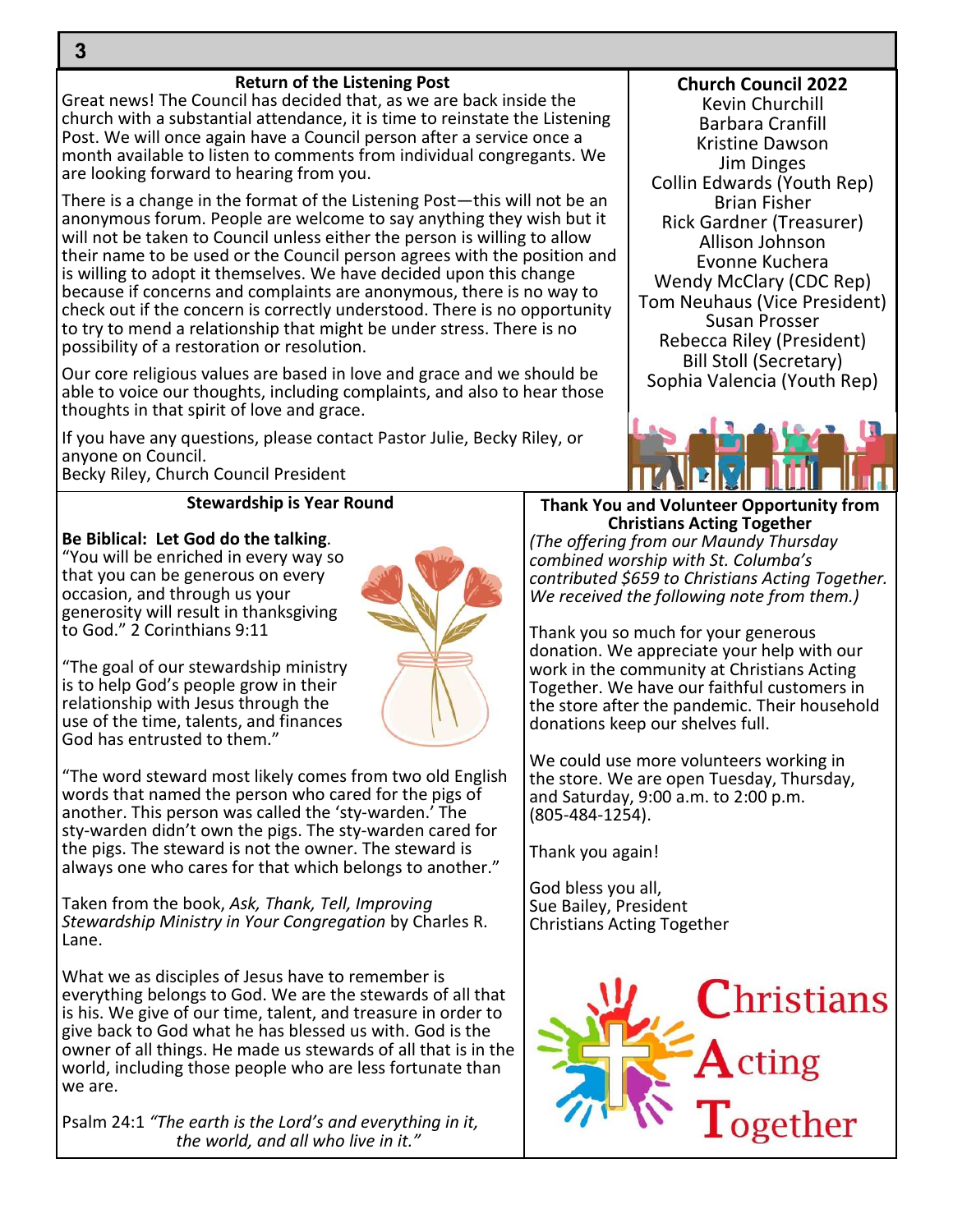## Return of the Listening Post

Great news! The Council has decided that, as we are back inside the church with a substantial attendance, it is time to reinstate the Listening Post. We will once again have a Council person after a service once a month available to listen to comments from individual congregants. We are looking forward to hearing from you.

There is a change in the format of the Listening Post—this will not be an anonymous forum. People are welcome to say anything they wish but it will not be taken to Council unless either the person is willing to allow their name to be used or the Council person agrees with the position and is willing to adopt it themselves. We have decided upon this change because if concerns and complaints are anonymous, there is no way to check out if the concern is correctly understood. There is no opportunity to try to mend a relationship that might be under stress. There is no possibility of a restoration or resolution.

Our core religious values are based in love and grace and we should be able to voice our thoughts, including complaints, and also to hear those thoughts in that spirit of love and grace.

If you have any questions, please contact Pastor Julie, Becky Riley, or anyone on Council.
Becky Riley, Church Council President

## Church Council 2022

Kevin Churchill
Barbara Cranfill
Kristine Dawson
Jim Dinges
Collin Edwards (Youth Rep)
Brian Fisher
Rick Gardner (Treasurer)
Allison Johnson
Evonne Kuchera
Wendy McClary (CDC Rep)
Tom Neuhaus (Vice President)
Susan Prosser
Rebecca Riley (President)
Bill Stoll (Secretary)
Sophia Valencia (Youth Rep)

## Stewardship is Year Round

**Be Biblical: Let God do the talking.**
"You will be enriched in every way so that you can be generous on every occasion, and through us your generosity will result in thanksgiving to God." 2 Corinthians 9:11

"The goal of our stewardship ministry is to help God's people grow in their relationship with Jesus through the use of the time, talents, and finances God has entrusted to them."

"The word steward most likely comes from two old English words that named the person who cared for the pigs of another. This person was called the 'sty-warden.' The sty-warden didn't own the pigs. The sty-warden cared for the pigs. The steward is not the owner. The steward is always one who cares for that which belongs to another."

Taken from the book, *Ask, Thank, Tell, Improving Stewardship Ministry in Your Congregation* by Charles R. Lane.

What we as disciples of Jesus have to remember is everything belongs to God. We are the stewards of all that is his. We give of our time, talent, and treasure in order to give back to God what he has blessed us with. God is the owner of all things. He made us stewards of all that is in the world, including those people who are less fortunate than we are.

Psalm 24:1 *"The earth is the Lord's and everything in it, the world, and all who live in it."*

## Thank You and Volunteer Opportunity from Christians Acting Together

*(The offering from our Maundy Thursday combined worship with St. Columba's contributed $659 to Christians Acting Together. We received the following note from them.)*

Thank you so much for your generous donation. We appreciate your help with our work in the community at Christians Acting Together. We have our faithful customers in the store after the pandemic. Their household donations keep our shelves full.

We could use more volunteers working in the store. We are open Tuesday, Thursday, and Saturday, 9:00 a.m. to 2:00 p.m. (805-484-1254).

Thank you again!

God bless you all,
Sue Bailey, President
Christians Acting Together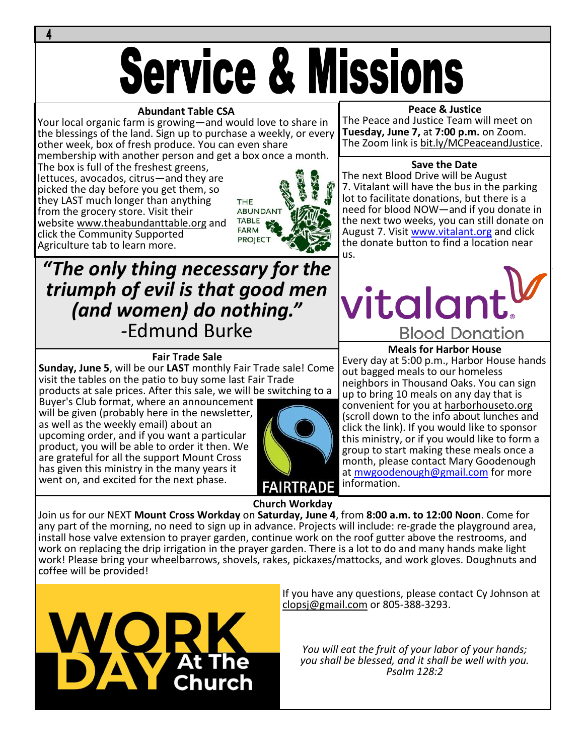# Service & Missions

### Abundant Table CSA

Your local organic farm is growing—and would love to share in the blessings of the land. Sign up to purchase a weekly, or every other week, box of fresh produce. You can even share membership with another person and get a box once a month. The box is full of the freshest greens, lettuces, avocados, citrus—and they are picked the day before you get them, so they LAST much longer than anything from the grocery store. Visit their website www.theabundanttable.org and click the Community Supported Agriculture tab to learn more.

***"The only thing necessary for the triumph of evil is that good men (and women) do nothing."***
-Edmund Burke

### Fair Trade Sale

**Sunday, June 5**, will be our **LAST** monthly Fair Trade sale! Come visit the tables on the patio to buy some last Fair Trade products at sale prices. After this sale, we will be switching to a Buyer's Club format, where an announcement will be given (probably here in the newsletter, as well as the weekly email) about an upcoming order, and if you want a particular product, you will be able to order it then. We are grateful for all the support Mount Cross has given this ministry in the many years it went on, and excited for the next phase.

### Peace & Justice

The Peace and Justice Team will meet on **Tuesday, June 7,** at **7:00 p.m.** on Zoom. The Zoom link is bit.ly/MCPeaceandJustice.

### Save the Date

The next Blood Drive will be August 7. Vitalant will have the bus in the parking lot to facilitate donations, but there is a need for blood NOW—and if you donate in the next two weeks, you can still donate on August 7. Visit www.vitalant.org and click the donate button to find a location near us.

### Meals for Harbor House

Every day at 5:00 p.m., Harbor House hands out bagged meals to our homeless neighbors in Thousand Oaks. You can sign up to bring 10 meals on any day that is convenient for you at harborhouseto.org (scroll down to the info about lunches and click the link). If you would like to sponsor this ministry, or if you would like to form a group to start making these meals once a month, please contact Mary Goodenough at mwgoodenough@gmail.com for more information.

### Church Workday

Join us for our NEXT **Mount Cross Workday** on **Saturday, June 4**, from **8:00 a.m. to 12:00 Noon**. Come for any part of the morning, no need to sign up in advance. Projects will include: re-grade the playground area, install hose valve extension to prayer garden, continue work on the roof gutter above the restrooms, and work on replacing the drip irrigation in the prayer garden. There is a lot to do and many hands make light work! Please bring your wheelbarrows, shovels, rakes, pickaxes/mattocks, and work gloves. Doughnuts and coffee will be provided!

If you have any questions, please contact Cy Johnson at clopsj@gmail.com or 805-388-3293.

*You will eat the fruit of your labor of your hands; you shall be blessed, and it shall be well with you.*
*Psalm 128:2*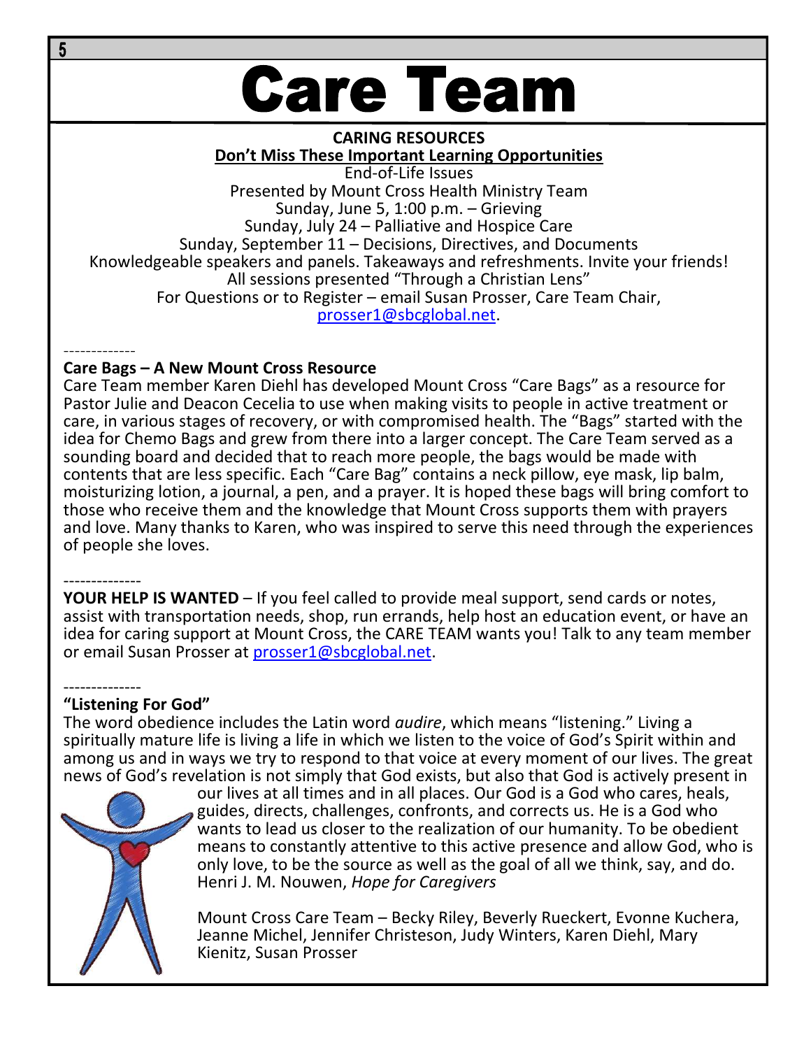# Care Team

**CARING RESOURCES**

**Don't Miss These Important Learning Opportunities**

End-of-Life Issues

Presented by Mount Cross Health Ministry Team

Sunday, June 5, 1:00 p.m. – Grieving

Sunday, July 24 – Palliative and Hospice Care

Sunday, September 11 – Decisions, Directives, and Documents

Knowledgeable speakers and panels. Takeaways and refreshments. Invite your friends!

All sessions presented "Through a Christian Lens"

For Questions or to Register – email Susan Prosser, Care Team Chair, prosser1@sbcglobal.net.

-------------

**Care Bags – A New Mount Cross Resource**

Care Team member Karen Diehl has developed Mount Cross "Care Bags" as a resource for Pastor Julie and Deacon Cecelia to use when making visits to people in active treatment or care, in various stages of recovery, or with compromised health. The "Bags" started with the idea for Chemo Bags and grew from there into a larger concept. The Care Team served as a sounding board and decided that to reach more people, the bags would be made with contents that are less specific. Each "Care Bag" contains a neck pillow, eye mask, lip balm, moisturizing lotion, a journal, a pen, and a prayer. It is hoped these bags will bring comfort to those who receive them and the knowledge that Mount Cross supports them with prayers and love. Many thanks to Karen, who was inspired to serve this need through the experiences of people she loves.

--------------

**YOUR HELP IS WANTED** – If you feel called to provide meal support, send cards or notes, assist with transportation needs, shop, run errands, help host an education event, or have an idea for caring support at Mount Cross, the CARE TEAM wants you! Talk to any team member or email Susan Prosser at prosser1@sbcglobal.net.

--------------

**"Listening For God"**

The word obedience includes the Latin word *audire*, which means "listening." Living a spiritually mature life is living a life in which we listen to the voice of God's Spirit within and among us and in ways we try to respond to that voice at every moment of our lives. The great news of God's revelation is not simply that God exists, but also that God is actively present in our lives at all times and in all places. Our God is a God who cares, heals, guides, directs, challenges, confronts, and corrects us. He is a God who wants to lead us closer to the realization of our humanity. To be obedient means to constantly attentive to this active presence and allow God, who is only love, to be the source as well as the goal of all we think, say, and do. Henri J. M. Nouwen, *Hope for Caregivers*

Mount Cross Care Team – Becky Riley, Beverly Rueckert, Evonne Kuchera, Jeanne Michel, Jennifer Christeson, Judy Winters, Karen Diehl, Mary Kienitz, Susan Prosser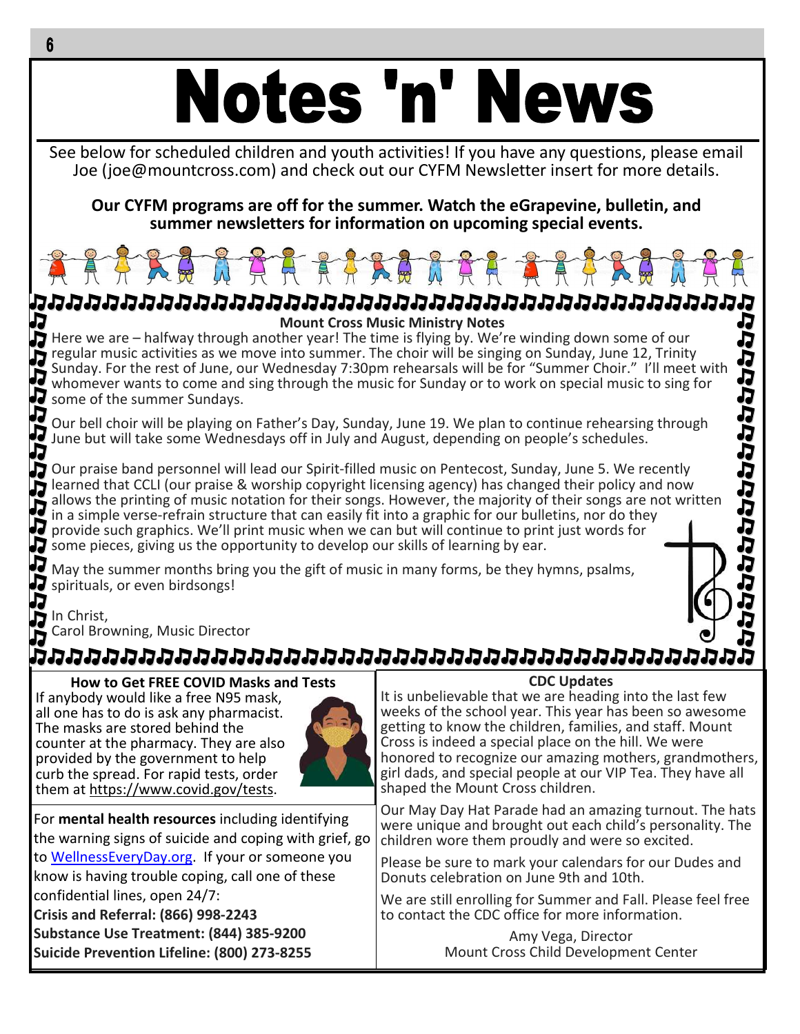# Notes 'n' News

See below for scheduled children and youth activities! If you have any questions, please email Joe (joe@mountcross.com) and check out our CYFM Newsletter insert for more details.

**Our CYFM programs are off for the summer. Watch the eGrapevine, bulletin, and summer newsletters for information on upcoming special events.**

## Mount Cross Music Ministry Notes

Here we are – halfway through another year! The time is flying by. We're winding down some of our regular music activities as we move into summer. The choir will be singing on Sunday, June 12, Trinity Sunday. For the rest of June, our Wednesday 7:30pm rehearsals will be for "Summer Choir." I'll meet with whomever wants to come and sing through the music for Sunday or to work on special music to sing for some of the summer Sundays.

Our bell choir will be playing on Father's Day, Sunday, June 19. We plan to continue rehearsing through June but will take some Wednesdays off in July and August, depending on people's schedules.

Our praise band personnel will lead our Spirit-filled music on Pentecost, Sunday, June 5. We recently learned that CCLI (our praise & worship copyright licensing agency) has changed their policy and now allows the printing of music notation for their songs. However, the majority of their songs are not written in a simple verse-refrain structure that can easily fit into a graphic for our bulletins, nor do they provide such graphics. We'll print music when we can but will continue to print just words for some pieces, giving us the opportunity to develop our skills of learning by ear.

May the summer months bring you the gift of music in many forms, be they hymns, psalms, spirituals, or even birdsongs!

In Christ,
Carol Browning, Music Director

### How to Get FREE COVID Masks and Tests

If anybody would like a free N95 mask, all one has to do is ask any pharmacist. The masks are stored behind the counter at the pharmacy. They are also provided by the government to help curb the spread. For rapid tests, order them at https://www.covid.gov/tests.

For **mental health resources** including identifying the warning signs of suicide and coping with grief, go to WellnessEveryDay.org. If your or someone you know is having trouble coping, call one of these confidential lines, open 24/7:

**Crisis and Referral: (866) 998-2243**
**Substance Use Treatment: (844) 385-9200**
**Suicide Prevention Lifeline: (800) 273-8255**

### CDC Updates

It is unbelievable that we are heading into the last few weeks of the school year. This year has been so awesome getting to know the children, families, and staff. Mount Cross is indeed a special place on the hill. We were honored to recognize our amazing mothers, grandmothers, girl dads, and special people at our VIP Tea. They have all shaped the Mount Cross children.

Our May Day Hat Parade had an amazing turnout. The hats were unique and brought out each child's personality. The children wore them proudly and were so excited.

Please be sure to mark your calendars for our Dudes and Donuts celebration on June 9th and 10th.

We are still enrolling for Summer and Fall. Please feel free to contact the CDC office for more information.

Amy Vega, Director
Mount Cross Child Development Center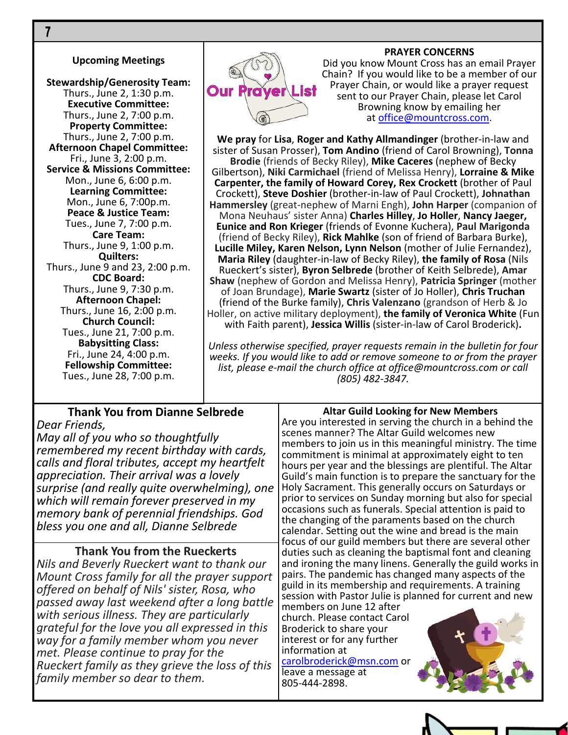## Upcoming Meetings

**Stewardship/Generosity Team:**
Thurs., June 2, 1:30 p.m.
**Executive Committee:**
Thurs., June 2, 7:00 p.m.
**Property Committee:**
Thurs., June 2, 7:00 p.m.
**Afternoon Chapel Committee:**
Fri., June 3, 2:00 p.m.
**Service & Missions Committee:**
Mon., June 6, 6:00 p.m.
**Learning Committee:**
Mon., June 6, 7:00p.m.
**Peace & Justice Team:**
Tues., June 7, 7:00 p.m.
**Care Team:**
Thurs., June 9, 1:00 p.m.
**Quilters:**
Thurs., June 9 and 23, 2:00 p.m.
**CDC Board:**
Thurs., June 9, 7:30 p.m.
**Afternoon Chapel:**
Thurs., June 16, 2:00 p.m.
**Church Council:**
Tues., June 21, 7:00 p.m.
**Babysitting Class:**
Fri., June 24, 4:00 p.m.
**Fellowship Committee:**
Tues., June 28, 7:00 p.m.

## PRAYER CONCERNS

Our Prayer List

Did you know Mount Cross has an email Prayer Chain? If you would like to be a member of our Prayer Chain, or would like a prayer request sent to our Prayer Chain, please let Carol Browning know by emailing her at office@mountcross.com.

**We pray** for **Lisa**, **Roger and Kathy Allmandinger** (brother-in-law and sister of Susan Prosser), **Tom Andino** (friend of Carol Browning), **Tonna Brodie** (friends of Becky Riley), **Mike Caceres** (nephew of Becky Gilbertson), **Niki Carmichael** (friend of Melissa Henry), **Lorraine & Mike Carpenter, the family of Howard Corey, Rex Crockett** (brother of Paul Crockett), **Steve Doshier** (brother-in-law of Paul Crockett), **Johnathan Hammersley** (great-nephew of Marni Engh), **John Harper** (companion of Mona Neuhaus' sister Anna) **Charles Hilley**, **Jo Holler**, **Nancy Jaeger, Eunice and Ron Krieger** (friends of Evonne Kuchera), **Paul Marigonda** (friend of Becky Riley), **Rick Mahlke** (son of friend of Barbara Burke), **Lucille Miley, Karen Nelson, Lynn Nelson** (mother of Julie Fernandez), **Maria Riley** (daughter-in-law of Becky Riley), **the family of Rosa** (Nils Rueckert's sister), **Byron Selbrede** (brother of Keith Selbrede), **Amar Shaw** (nephew of Gordon and Melissa Henry), **Patricia Springer** (mother of Joan Brundage), **Marie Swartz** (sister of Jo Holler), **Chris Truchan** (friend of the Burke family), **Chris Valenzano** (grandson of Herb & Jo Holler, on active military deployment), **the family of Veronica White** (Fun with Faith parent), **Jessica Willis** (sister-in-law of Carol Broderick)**.**

*Unless otherwise specified, prayer requests remain in the bulletin for four weeks. If you would like to add or remove someone to or from the prayer list, please e-mail the church office at office@mountcross.com or call (805) 482-3847.*

## Thank You from Dianne Selbrede

*Dear Friends,*
*May all of you who so thoughtfully remembered my recent birthday with cards, calls and floral tributes, accept my heartfelt appreciation. Their arrival was a lovely surprise (and really quite overwhelming), one which will remain forever preserved in my memory bank of perennial friendships. God bless you one and all, Dianne Selbrede*

## Thank You from the Rueckerts

*Nils and Beverly Rueckert want to thank our Mount Cross family for all the prayer support offered on behalf of Nils' sister, Rosa, who passed away last weekend after a long battle with serious illness. They are particularly grateful for the love you all expressed in this way for a family member whom you never met. Please continue to pray for the Rueckert family as they grieve the loss of this family member so dear to them.*

## Altar Guild Looking for New Members

Are you interested in serving the church in a behind the scenes manner? The Altar Guild welcomes new members to join us in this meaningful ministry. The time commitment is minimal at approximately eight to ten hours per year and the blessings are plentiful. The Altar Guild's main function is to prepare the sanctuary for the Holy Sacrament. This generally occurs on Saturdays or prior to services on Sunday morning but also for special occasions such as funerals. Special attention is paid to the changing of the paraments based on the church calendar. Setting out the wine and bread is the main focus of our guild members but there are several other duties such as cleaning the baptismal font and cleaning and ironing the many linens. Generally the guild works in pairs. The pandemic has changed many aspects of the guild in its membership and requirements. A training session with Pastor Julie is planned for current and new members on June 12 after church. Please contact Carol Broderick to share your interest or for any further information at carolbroderick@msn.com or leave a message at 805-444-2898.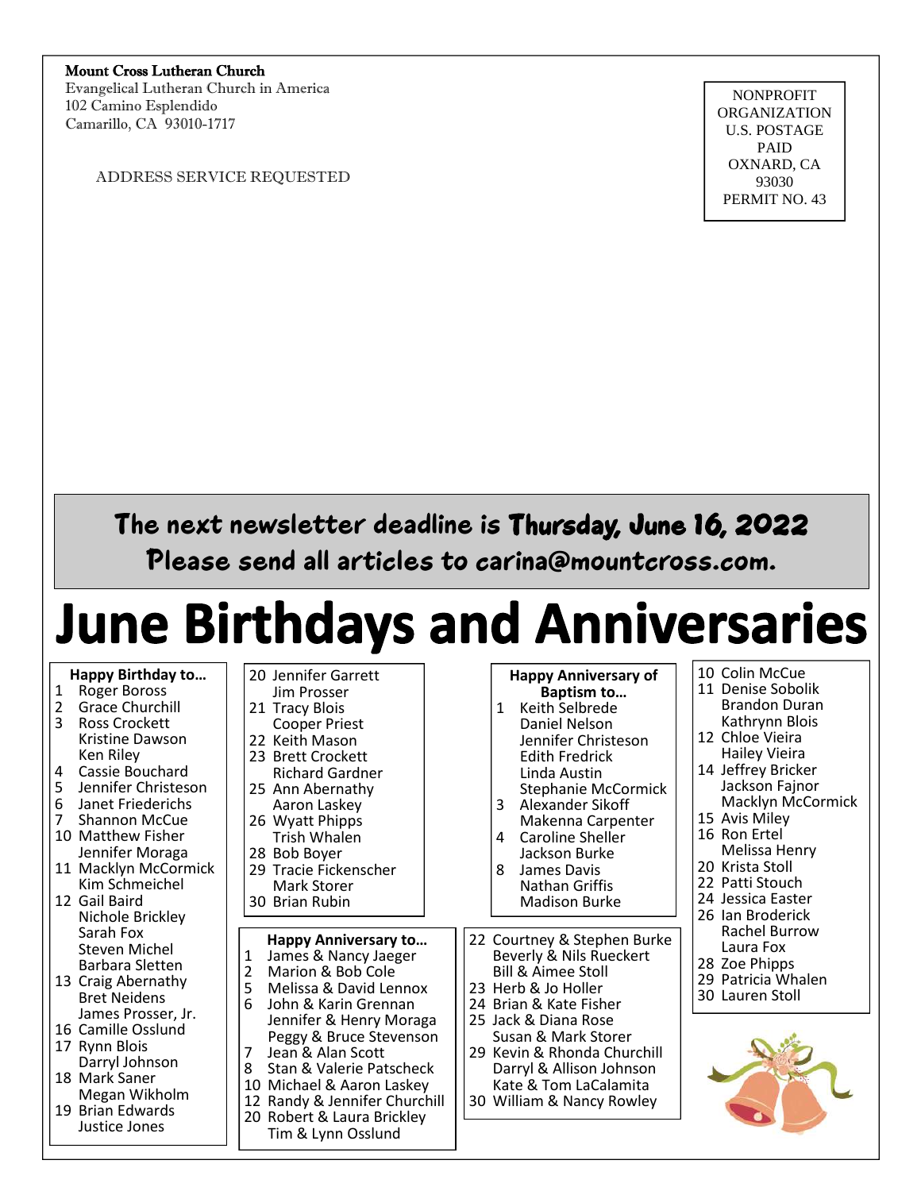**Mount Cross Lutheran Church**
Evangelical Lutheran Church in America
102 Camino Esplendido
Camarillo, CA 93010-1717

ADDRESS SERVICE REQUESTED

NONPROFIT ORGANIZATION
U.S. POSTAGE
PAID
OXNARD, CA
93030
PERMIT NO. 43

**The next newsletter deadline is Thursday, June 16, 2022**
**Please send all articles to carina@mountcross.com.**

# June Birthdays and Anniversaries

**Happy Birthday to…**

1 Roger Boross
2 Grace Churchill
3 Ross Crockett
Kristine Dawson
Ken Riley
4 Cassie Bouchard
5 Jennifer Christeson
6 Janet Friederichs
7 Shannon McCue
10 Matthew Fisher
Jennifer Moraga
11 Macklyn McCormick
Kim Schmeichel
12 Gail Baird
Nichole Brickley
Sarah Fox
Steven Michel
Barbara Sletten
13 Craig Abernathy
Bret Neidens
James Prosser, Jr.
16 Camille Osslund
17 Rynn Blois
Darryl Johnson
18 Mark Saner
Megan Wikholm
19 Brian Edwards
Justice Jones
20 Jennifer Garrett
Jim Prosser
21 Tracy Blois
Cooper Priest
22 Keith Mason
23 Brett Crockett
Richard Gardner
25 Ann Abernathy
Aaron Laskey
26 Wyatt Phipps
Trish Whalen
28 Bob Boyer
29 Tracie Fickenscher
Mark Storer
30 Brian Rubin

**Happy Anniversary to…**

1 James & Nancy Jaeger
2 Marion & Bob Cole
5 Melissa & David Lennox
6 John & Karin Grennan
Jennifer & Henry Moraga
Peggy & Bruce Stevenson
7 Jean & Alan Scott
8 Stan & Valerie Patscheck
10 Michael & Aaron Laskey
12 Randy & Jennifer Churchill
20 Robert & Laura Brickley
Tim & Lynn Osslund
22 Courtney & Stephen Burke
Beverly & Nils Rueckert
Bill & Aimee Stoll
23 Herb & Jo Holler
24 Brian & Kate Fisher
25 Jack & Diana Rose
Susan & Mark Storer
29 Kevin & Rhonda Churchill
Darryl & Allison Johnson
Kate & Tom LaCalamita
30 William & Nancy Rowley

**Happy Anniversary of Baptism to…**

1 Keith Selbrede
Daniel Nelson
Jennifer Christeson
Edith Fredrick
Linda Austin
Stephanie McCormick
3 Alexander Sikoff
Makenna Carpenter
4 Caroline Sheller
Jackson Burke
8 James Davis
Nathan Griffis
Madison Burke
10 Colin McCue
11 Denise Sobolik
Brandon Duran
Kathrynn Blois
12 Chloe Vieira
Hailey Vieira
14 Jeffrey Bricker
Jackson Fajnor
Macklyn McCormick
15 Avis Miley
16 Ron Ertel
Melissa Henry
20 Krista Stoll
22 Patti Stouch
24 Jessica Easter
26 Ian Broderick
Rachel Burrow
Laura Fox
28 Zoe Phipps
29 Patricia Whalen
30 Lauren Stoll